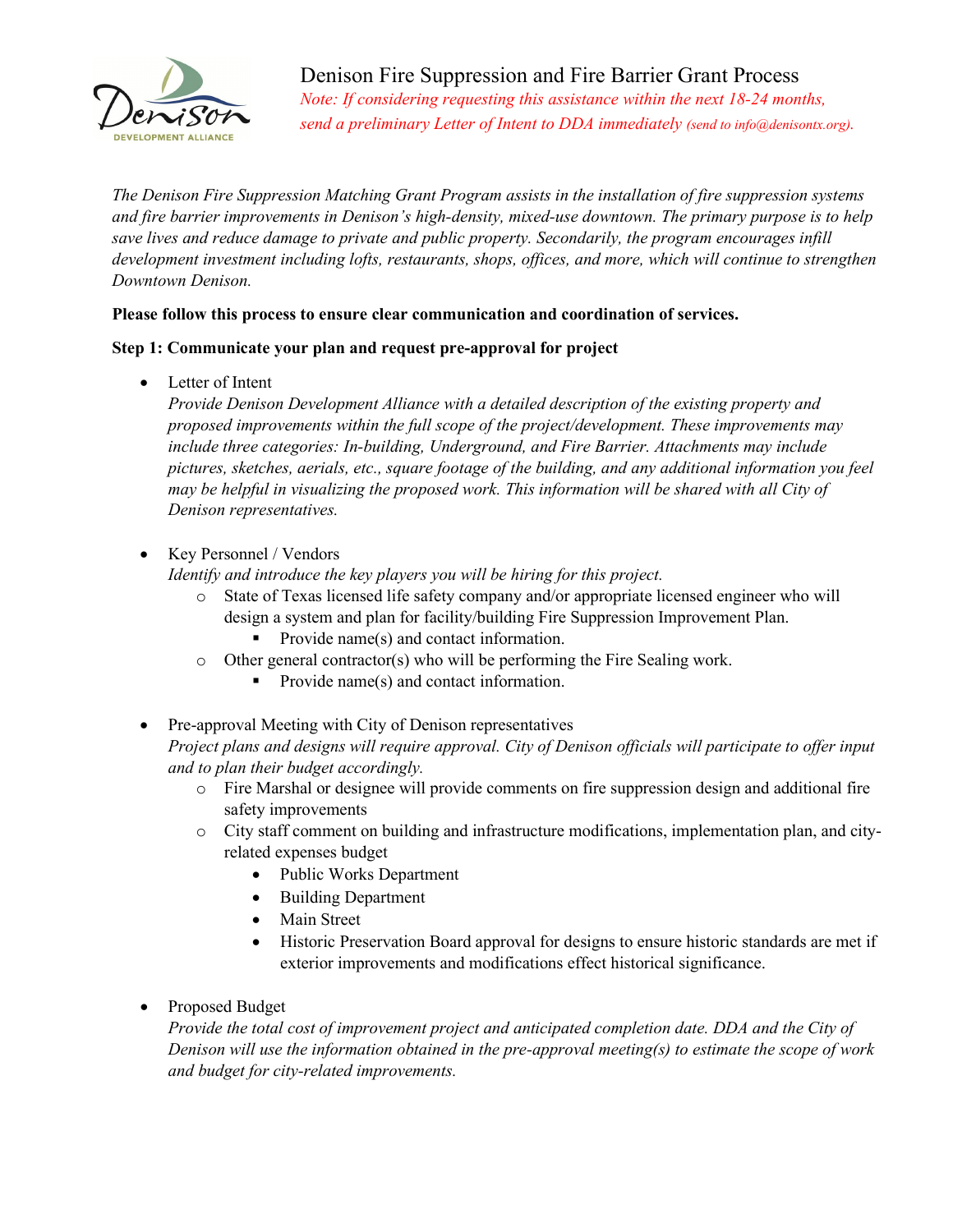# Denison Fire Suppression and Fire Barrier Grant Process

*Note: If considering requesting this assistance within the next 18-24 months, send a preliminary Letter of Intent to DDA immediately (send to info@denisontx.org).*

*The Denison Fire Suppression Matching Grant Program assists in the installation of fire suppression systems and fire barrier improvements in Denison's high-density, mixed-use downtown. The primary purpose is to help save lives and reduce damage to private and public property. Secondarily, the program encourages infill development investment including lofts, restaurants, shops, offices, and more, which will continue to strengthen Downtown Denison.*

**Please follow this process to ensure clear communication and coordination of services.**

**Step 1: Communicate your plan and request pre-approval for project**

- Letter of Intent
  *Provide Denison Development Alliance with a detailed description of the existing property and proposed improvements within the full scope of the project/development. These improvements may include three categories: In-building, Underground, and Fire Barrier. Attachments may include pictures, sketches, aerials, etc., square footage of the building, and any additional information you feel may be helpful in visualizing the proposed work. This information will be shared with all City of Denison representatives.*

- Key Personnel / Vendors
  *Identify and introduce the key players you will be hiring for this project.*
  - State of Texas licensed life safety company and/or appropriate licensed engineer who will design a system and plan for facility/building Fire Suppression Improvement Plan.
    - Provide name(s) and contact information.
  - Other general contractor(s) who will be performing the Fire Sealing work.
    - Provide name(s) and contact information.

- Pre-approval Meeting with City of Denison representatives
  *Project plans and designs will require approval. City of Denison officials will participate to offer input and to plan their budget accordingly.*
  - Fire Marshal or designee will provide comments on fire suppression design and additional fire safety improvements
  - City staff comment on building and infrastructure modifications, implementation plan, and city-related expenses budget
    - Public Works Department
    - Building Department
    - Main Street
    - Historic Preservation Board approval for designs to ensure historic standards are met if exterior improvements and modifications effect historical significance.

- Proposed Budget
  *Provide the total cost of improvement project and anticipated completion date. DDA and the City of Denison will use the information obtained in the pre-approval meeting(s) to estimate the scope of work and budget for city-related improvements.*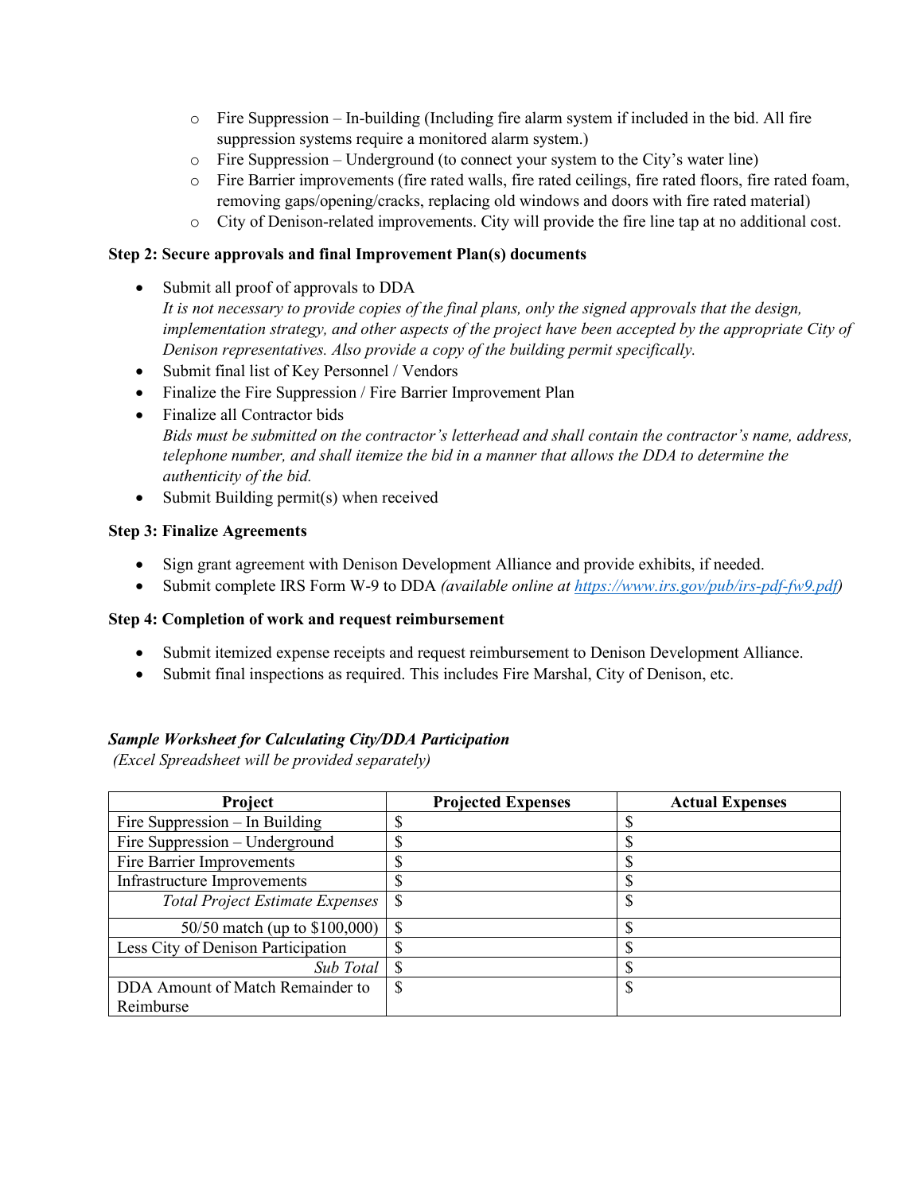- Fire Suppression – In-building (Including fire alarm system if included in the bid. All fire suppression systems require a monitored alarm system.)
- Fire Suppression – Underground (to connect your system to the City's water line)
- Fire Barrier improvements (fire rated walls, fire rated ceilings, fire rated floors, fire rated foam, removing gaps/opening/cracks, replacing old windows and doors with fire rated material)
- City of Denison-related improvements. City will provide the fire line tap at no additional cost.

**Step 2: Secure approvals and final Improvement Plan(s) documents**

- Submit all proof of approvals to DDA
  *It is not necessary to provide copies of the final plans, only the signed approvals that the design, implementation strategy, and other aspects of the project have been accepted by the appropriate City of Denison representatives. Also provide a copy of the building permit specifically.*
- Submit final list of Key Personnel / Vendors
- Finalize the Fire Suppression / Fire Barrier Improvement Plan
- Finalize all Contractor bids
  *Bids must be submitted on the contractor's letterhead and shall contain the contractor's name, address, telephone number, and shall itemize the bid in a manner that allows the DDA to determine the authenticity of the bid.*
- Submit Building permit(s) when received

**Step 3: Finalize Agreements**

- Sign grant agreement with Denison Development Alliance and provide exhibits, if needed.
- Submit complete IRS Form W-9 to DDA *(available online at https://www.irs.gov/pub/irs-pdf-fw9.pdf)*

**Step 4: Completion of work and request reimbursement**

- Submit itemized expense receipts and request reimbursement to Denison Development Alliance.
- Submit final inspections as required. This includes Fire Marshal, City of Denison, etc.

***Sample Worksheet for Calculating City/DDA Participation***
*(Excel Spreadsheet will be provided separately)*

| Project | Projected Expenses | Actual Expenses |
|---|---|---|
| Fire Suppression – In Building | $ | $ |
| Fire Suppression – Underground | $ | $ |
| Fire Barrier Improvements | $ | $ |
| Infrastructure Improvements | $ | $ |
| *Total Project Estimate Expenses* | $ | $ |
| 50/50 match (up to $100,000) | $ | $ |
| Less City of Denison Participation | $ | $ |
| *Sub Total* | $ | $ |
| DDA Amount of Match Remainder to Reimburse | $ | $ |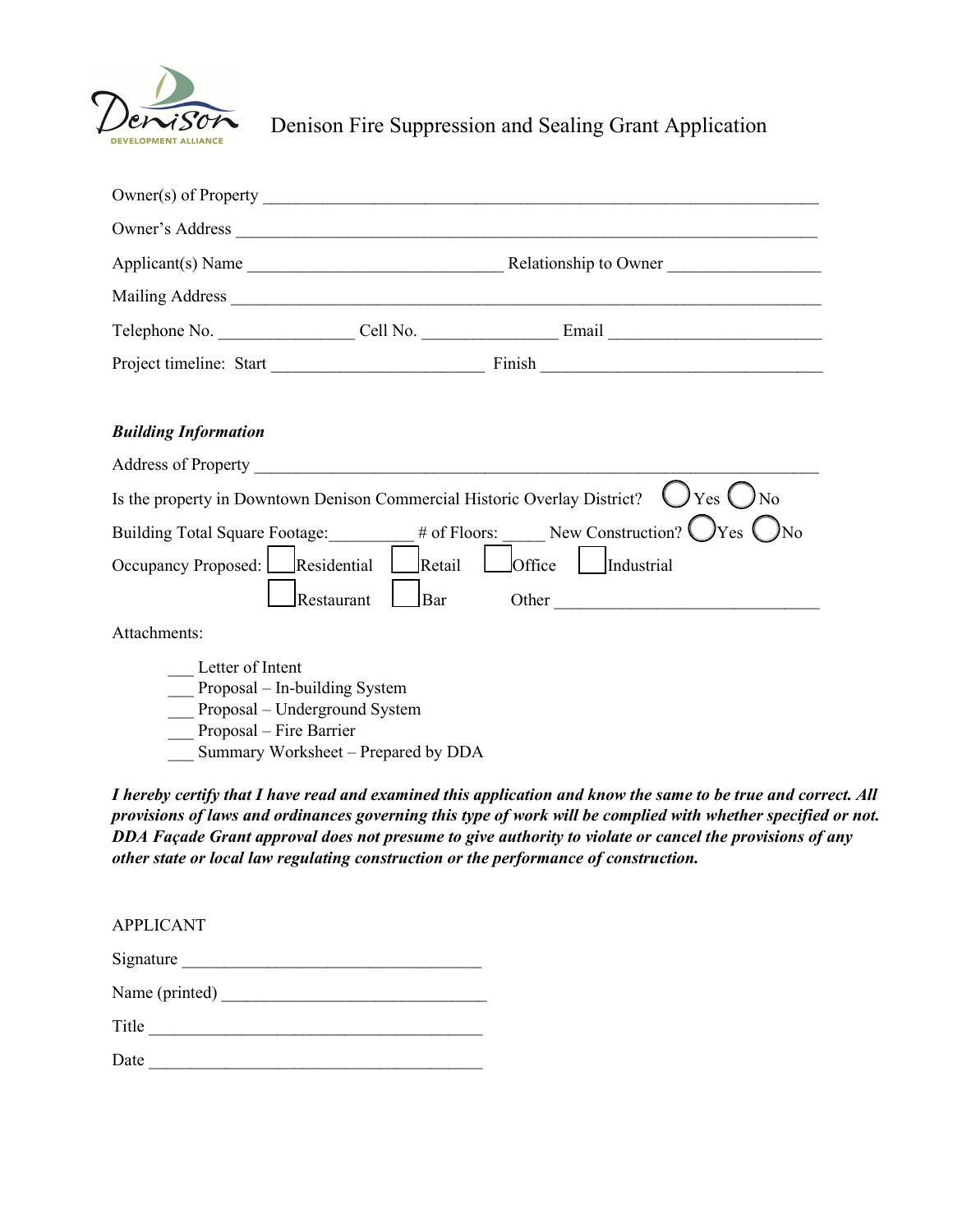Denison DEVELOPMENT ALLIANCE

# Denison Fire Suppression and Sealing Grant Application

Owner(s) of Property ______________________________________________________________

Owner's Address ______________________________________________________________

Applicant(s) Name ____________________________ Relationship to Owner ________________

Mailing Address ______________________________________________________________

Telephone No. _______________ Cell No. _______________ Email _______________________

Project timeline: Start _______________________ Finish ______________________________

***Building Information***

Address of Property ______________________________________________________________

Is the property in Downtown Denison Commercial Historic Overlay District? ◯ Yes ◯ No

Building Total Square Footage:__________ # of Floors: _____ New Construction? ◯ Yes ◯ No

Occupancy Proposed: ☐ Residential ☐ Retail ☐ Office ☐ Industrial

☐ Restaurant ☐ Bar Other _____________________________

Attachments:

- ___ Letter of Intent
- ___ Proposal – In-building System
- ___ Proposal – Underground System
- ___ Proposal – Fire Barrier
- ___ Summary Worksheet – Prepared by DDA

***I hereby certify that I have read and examined this application and know the same to be true and correct. All provisions of laws and ordinances governing this type of work will be complied with whether specified or not. DDA Façade Grant approval does not presume to give authority to violate or cancel the provisions of any other state or local law regulating construction or the performance of construction.***

APPLICANT

Signature ___________________________________

Name (printed) ______________________________

Title _______________________________________

Date _______________________________________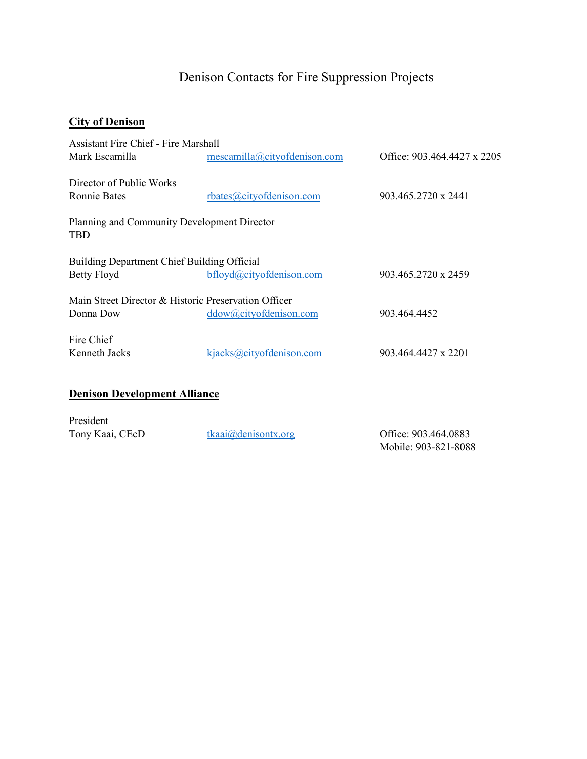# Denison Contacts for Fire Suppression Projects

## City of Denison

Assistant Fire Chief - Fire Marshall
Mark Escamilla mescamilla@cityofdenison.com Office: 903.464.4427 x 2205

Director of Public Works
Ronnie Bates rbates@cityofdenison.com 903.465.2720 x 2441

Planning and Community Development Director
TBD

Building Department Chief Building Official
Betty Floyd bfloyd@cityofdenison.com 903.465.2720 x 2459

Main Street Director & Historic Preservation Officer
Donna Dow ddow@cityofdenison.com 903.464.4452

Fire Chief
Kenneth Jacks kjacks@cityofdenison.com 903.464.4427 x 2201

## Denison Development Alliance

President
Tony Kaai, CEcD tkaai@denisontx.org Office: 903.464.0883
Mobile: 903-821-8088